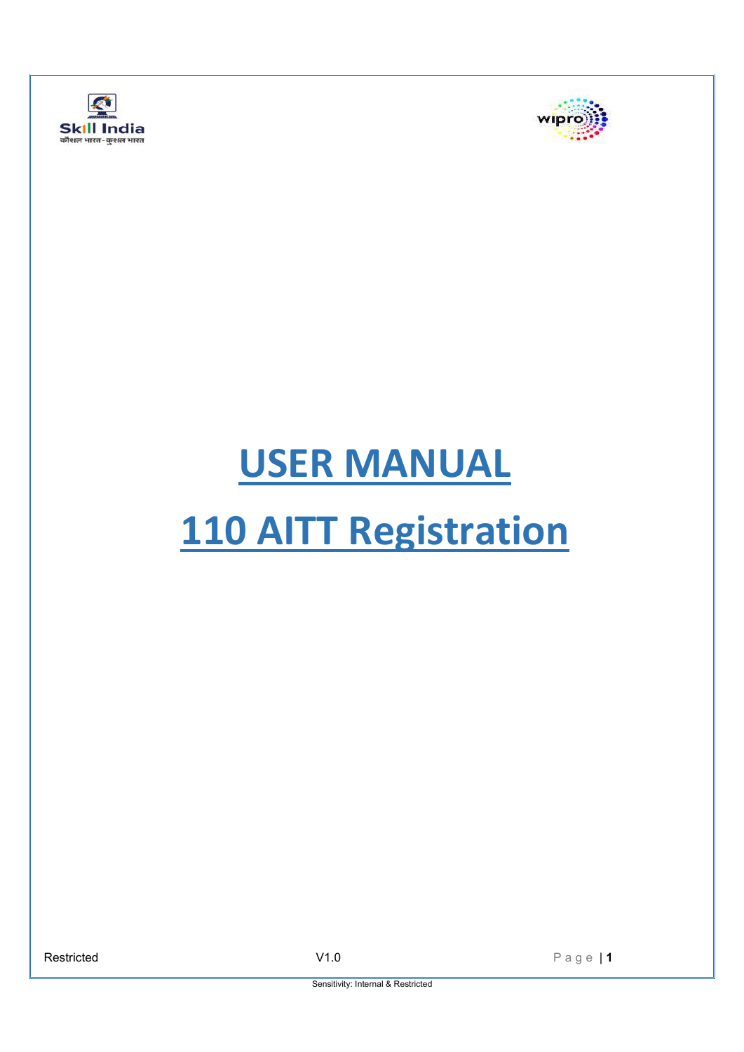# USER MANUAL

# 110 AITT Registration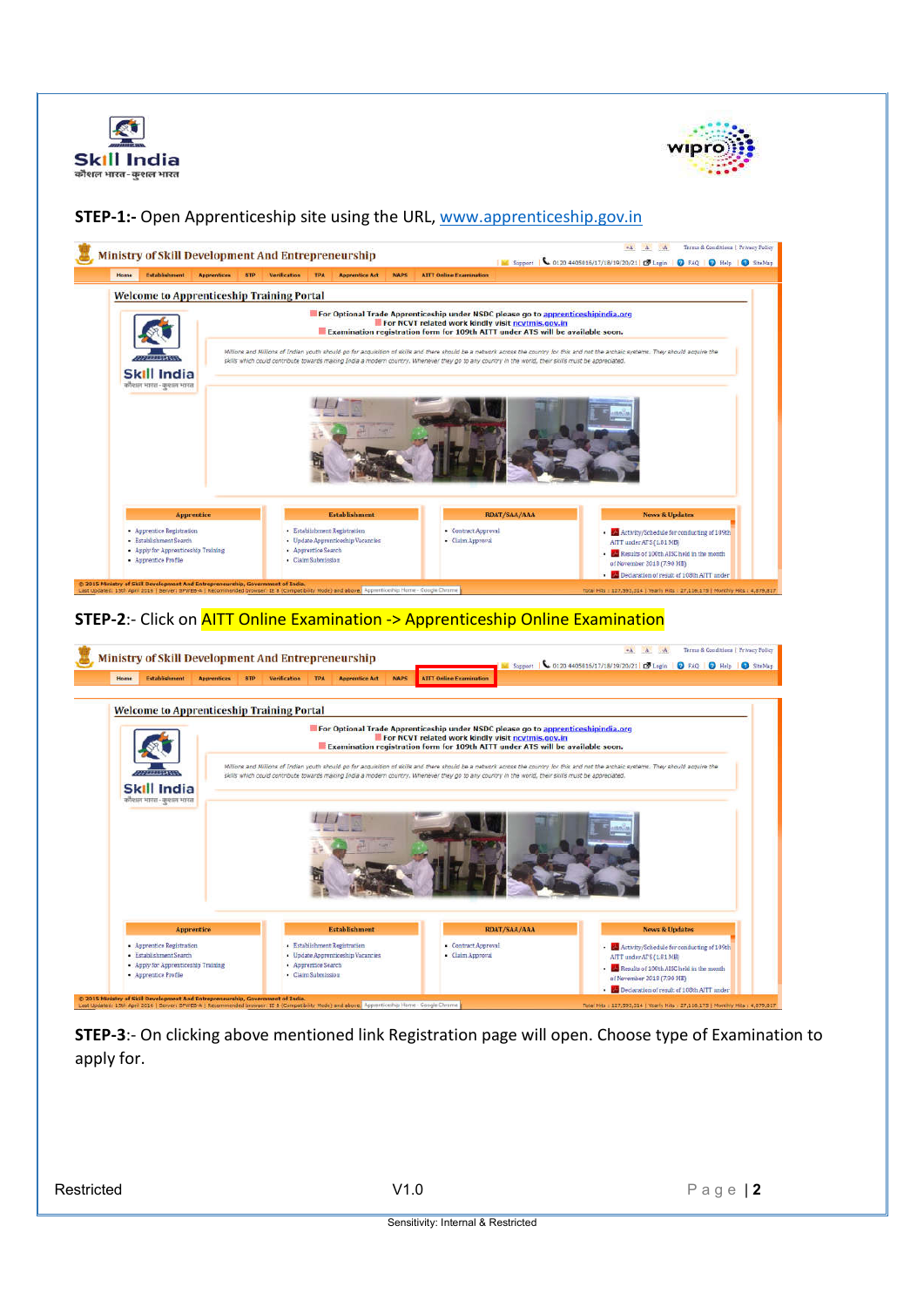**STEP-1:-** Open Apprenticeship site using the URL, [www.apprenticeship.gov.in](www.apprenticeship.gov.in)

**STEP-2**:- Click on AITT Online Examination -> Apprenticeship Online Examination

**STEP-3**:- On clicking above mentioned link Registration page will open. Choose type of Examination to apply for.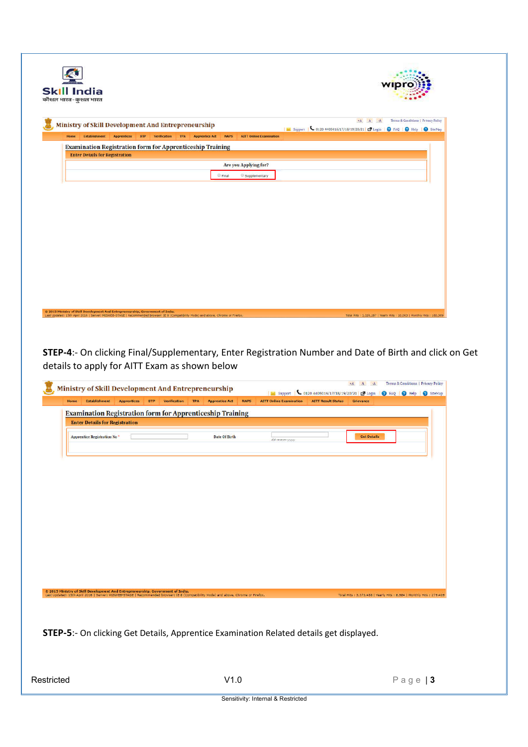Ministry of Skill Development And Entrepreneurship

Home | Establishment | Apprentices | BTP | Verification | TPA | Apprentice Act | NAPS | AITT Online Examination

Examination Registration form for Apprenticeship Training

Enter Details for Registration

Are you Applying for?

Final Supplementary

**STEP-4**:- On clicking Final/Supplementary, Enter Registration Number and Date of Birth and click on Get details to apply for AITT Exam as shown below

Ministry of Skill Development And Entrepreneurship

Home | Establishment | Apprentices | BTP | Verification | TPA | Apprentice Act | NAPS | AITT Online Examination | AITT Result Status | Grievance

Examination Registration form for Apprenticeship Training

Enter Details for Registration

Apprentice Registration No * | Date Of Birth dd-mmm-yyyy | Get Details

**STEP-5**:- On clicking Get Details, Apprentice Examination Related details get displayed.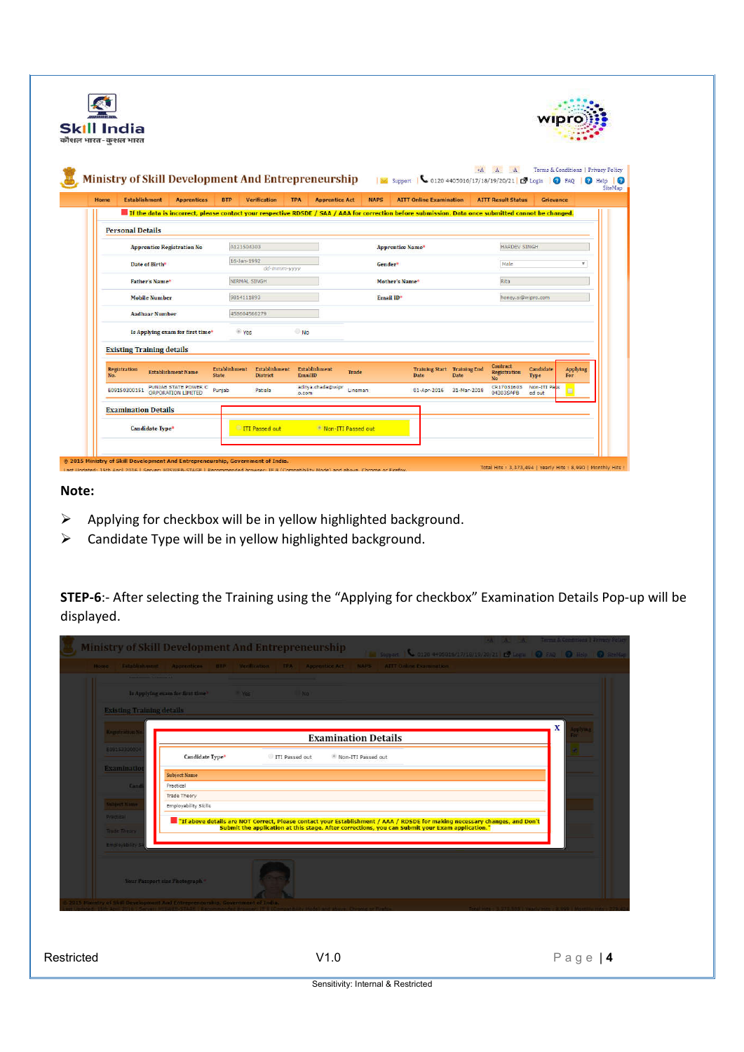**Note:**

- Applying for checkbox will be in yellow highlighted background.
- Candidate Type will be in yellow highlighted background.

**STEP-6**:- After selecting the Training using the “Applying for checkbox” Examination Details Pop-up will be displayed.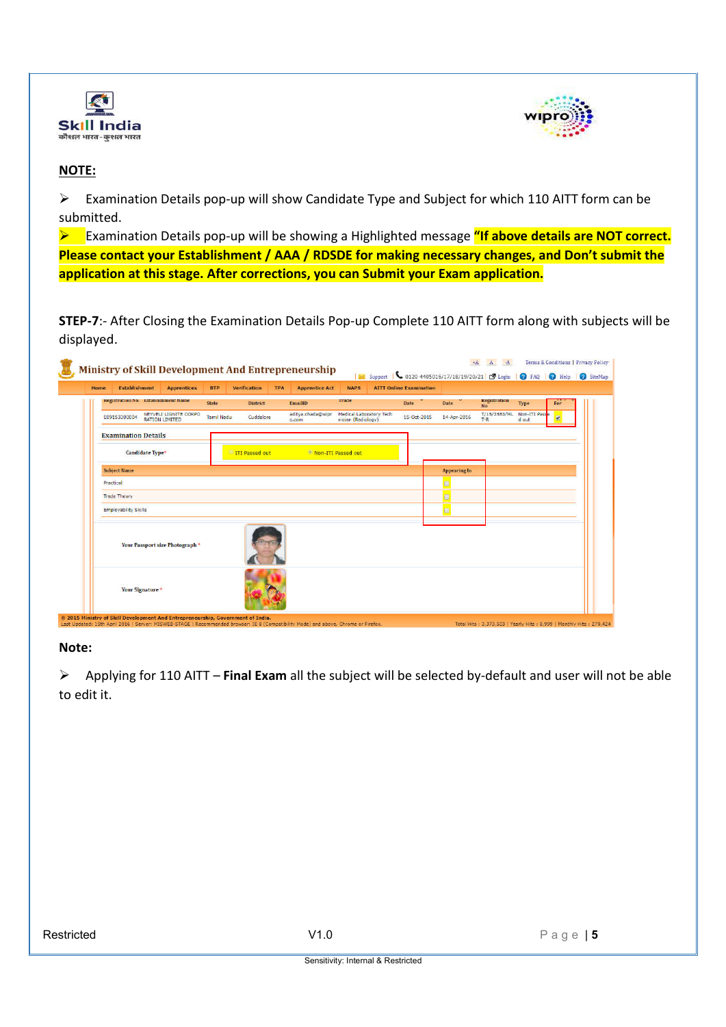## NOTE:

- Examination Details pop-up will show Candidate Type and Subject for which 110 AITT form can be submitted.
- Examination Details pop-up will be showing a Highlighted message **"If above details are NOT correct. Please contact your Establishment / AAA / RDSDE for making necessary changes, and Don't submit the application at this stage. After corrections, you can Submit your Exam application.**

**STEP-7**:- After Closing the Examination Details Pop-up Complete 110 AITT form along with subjects will be displayed.

**Note:**

- Applying for 110 AITT – **Final Exam** all the subject will be selected by-default and user will not be able to edit it.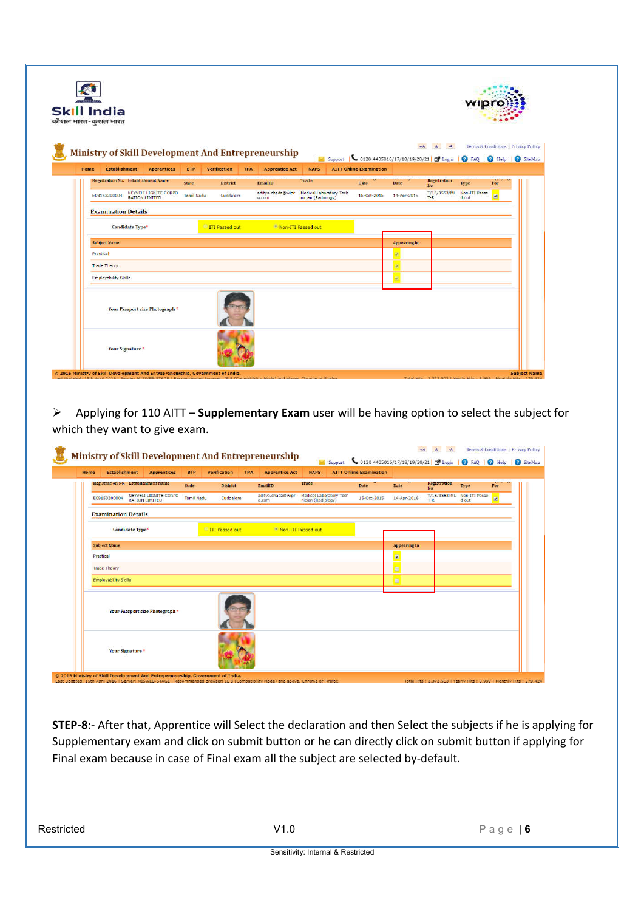➢ Applying for 110 AITT – **Supplementary Exam** user will be having option to select the subject for which they want to give exam.

**STEP-8**:- After that, Apprentice will Select the declaration and then Select the subjects if he is applying for Supplementary exam and click on submit button or he can directly click on submit button if applying for Final exam because in case of Final exam all the subject are selected by-default.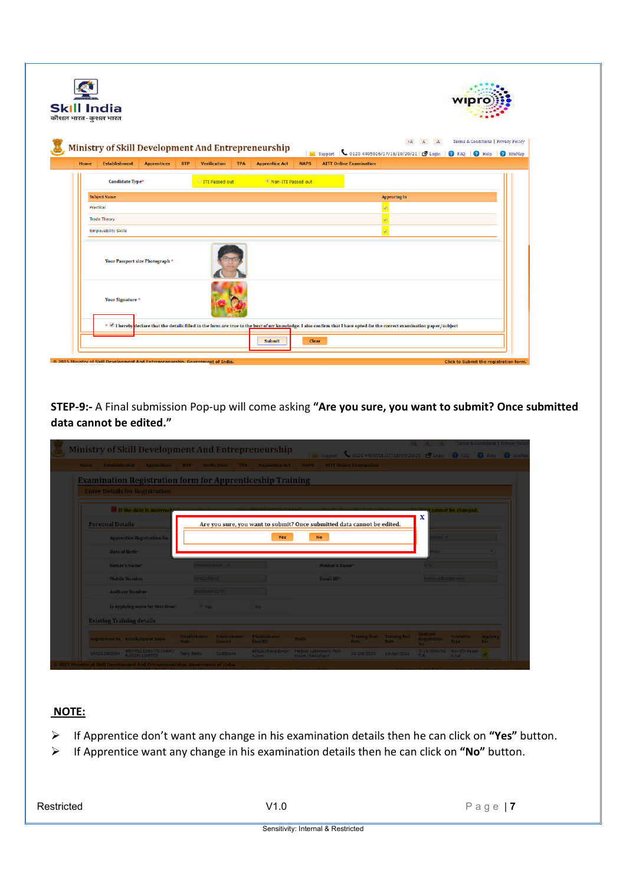**STEP-9:-** A Final submission Pop-up will come asking **"Are you sure, you want to submit? Once submitted data cannot be edited."**

**NOTE:**

- If Apprentice don't want any change in his examination details then he can click on **"Yes"** button.
- If Apprentice want any change in his examination details then he can click on **"No"** button.

Restricted V1.0

Sensitivity: Internal & Restricted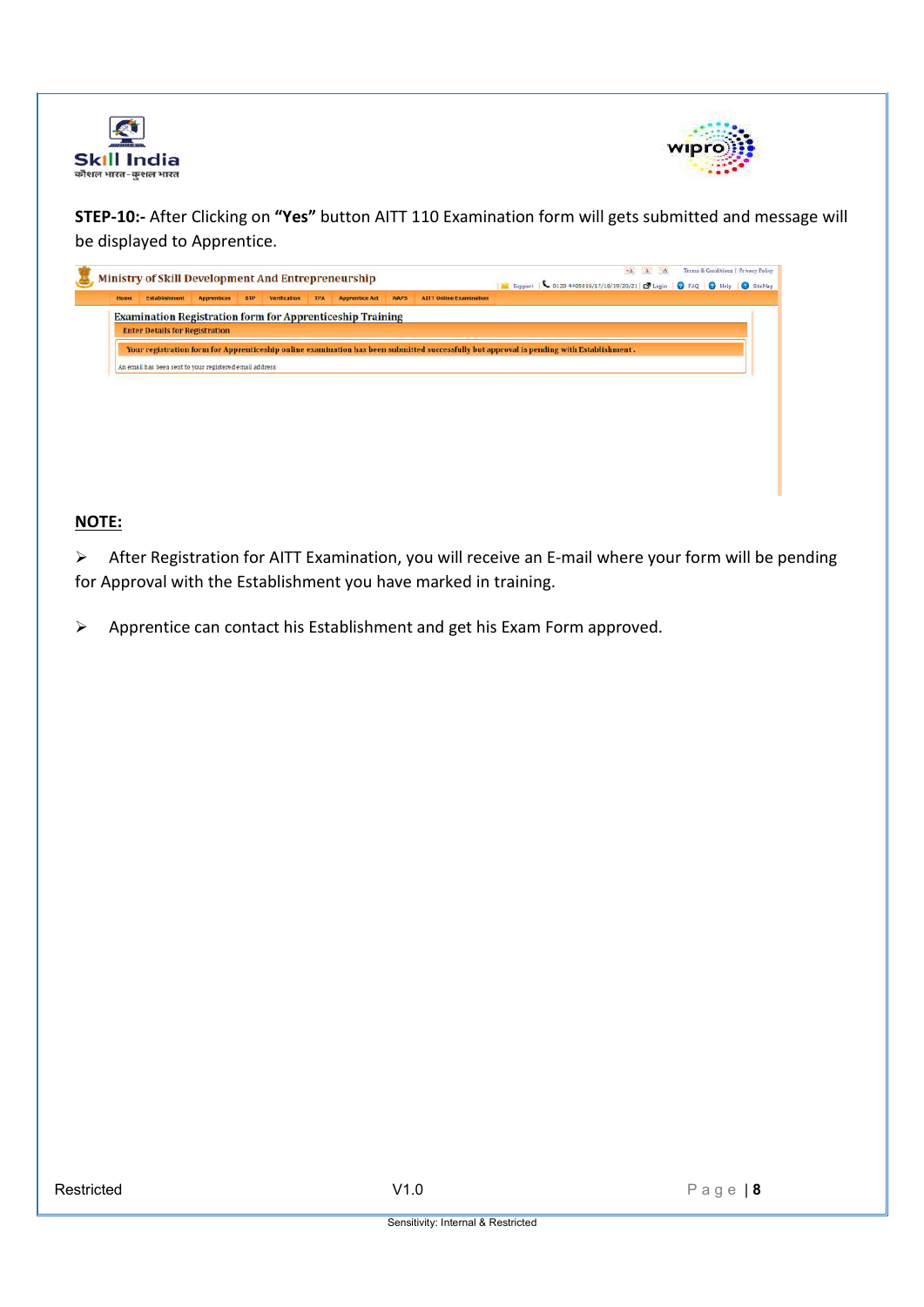**STEP-10:-** After Clicking on **"Yes"** button AITT 110 Examination form will gets submitted and message will be displayed to Apprentice.

Ministry of Skill Development And Entrepreneurship

Home | Establishment | Apprentices | STP | Verification | TPA | Apprentice Act | NAPS | AITT Online Examination

Examination Registration form for Apprenticeship Training

Enter Details for Registration

Your registration form for Apprenticeship online examination has been submitted successfully but approval is pending with Establishment.

An email has been sent to your registered email address

**NOTE:**

- After Registration for AITT Examination, you will receive an E-mail where your form will be pending for Approval with the Establishment you have marked in training.
- Apprentice can contact his Establishment and get his Exam Form approved.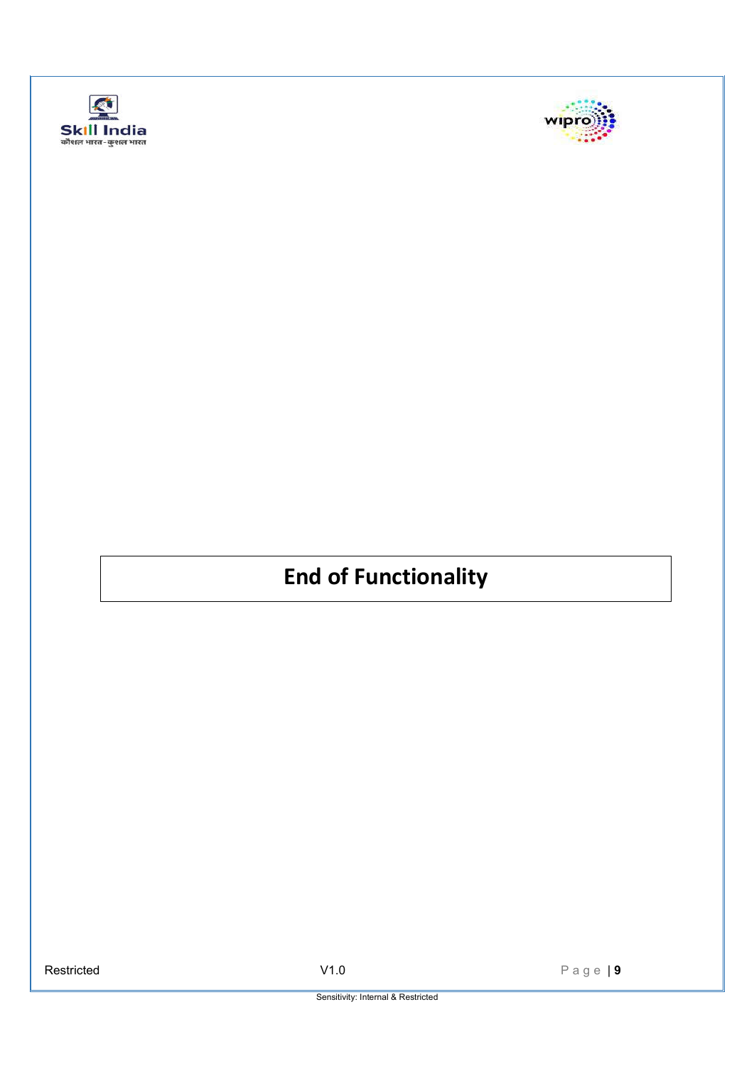# End of Functionality